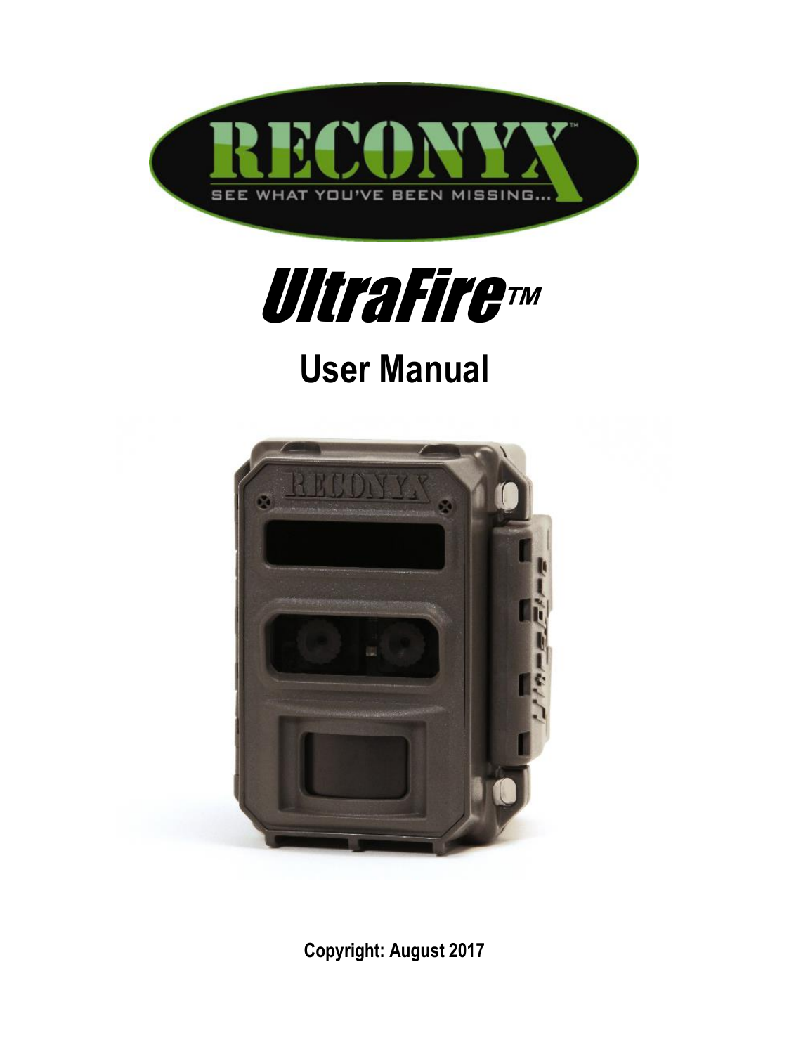# UltraFire™

## User Manual

**Copyright: August 2017**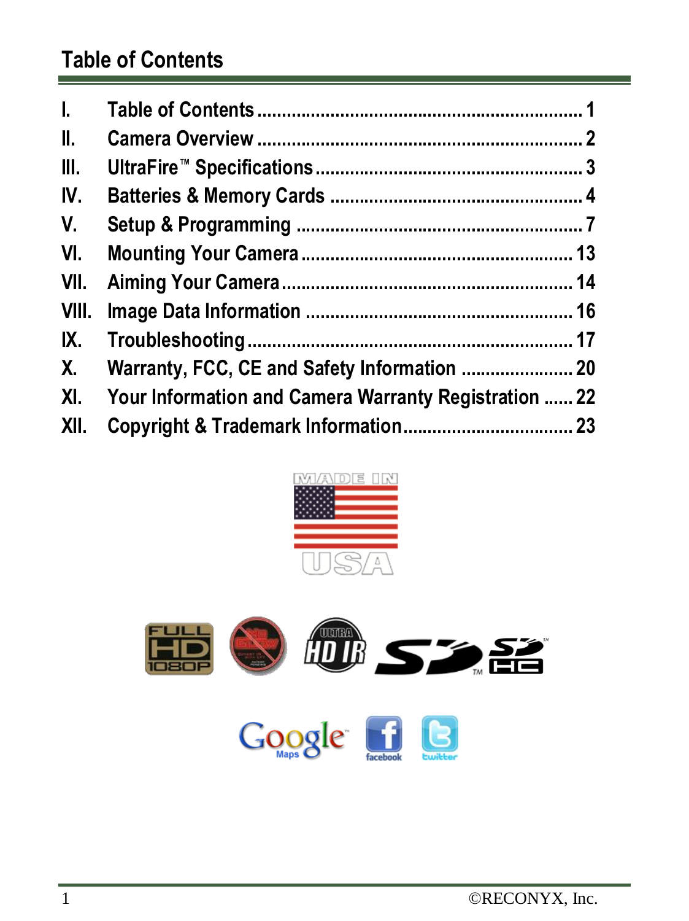## Table of Contents

| | | |
|---|---|---|
| I. | Table of Contents | 1 |
| II. | Camera Overview | 2 |
| III. | UltraFire™ Specifications | 3 |
| IV. | Batteries & Memory Cards | 4 |
| V. | Setup & Programming | 7 |
| VI. | Mounting Your Camera | 13 |
| VII. | Aiming Your Camera | 14 |
| VIII. | Image Data Information | 16 |
| IX. | Troubleshooting | 17 |
| X. | Warranty, FCC, CE and Safety Information | 20 |
| XI. | Your Information and Camera Warranty Registration | 22 |
| XII. | Copyright & Trademark Information | 23 |

©RECONYX, Inc.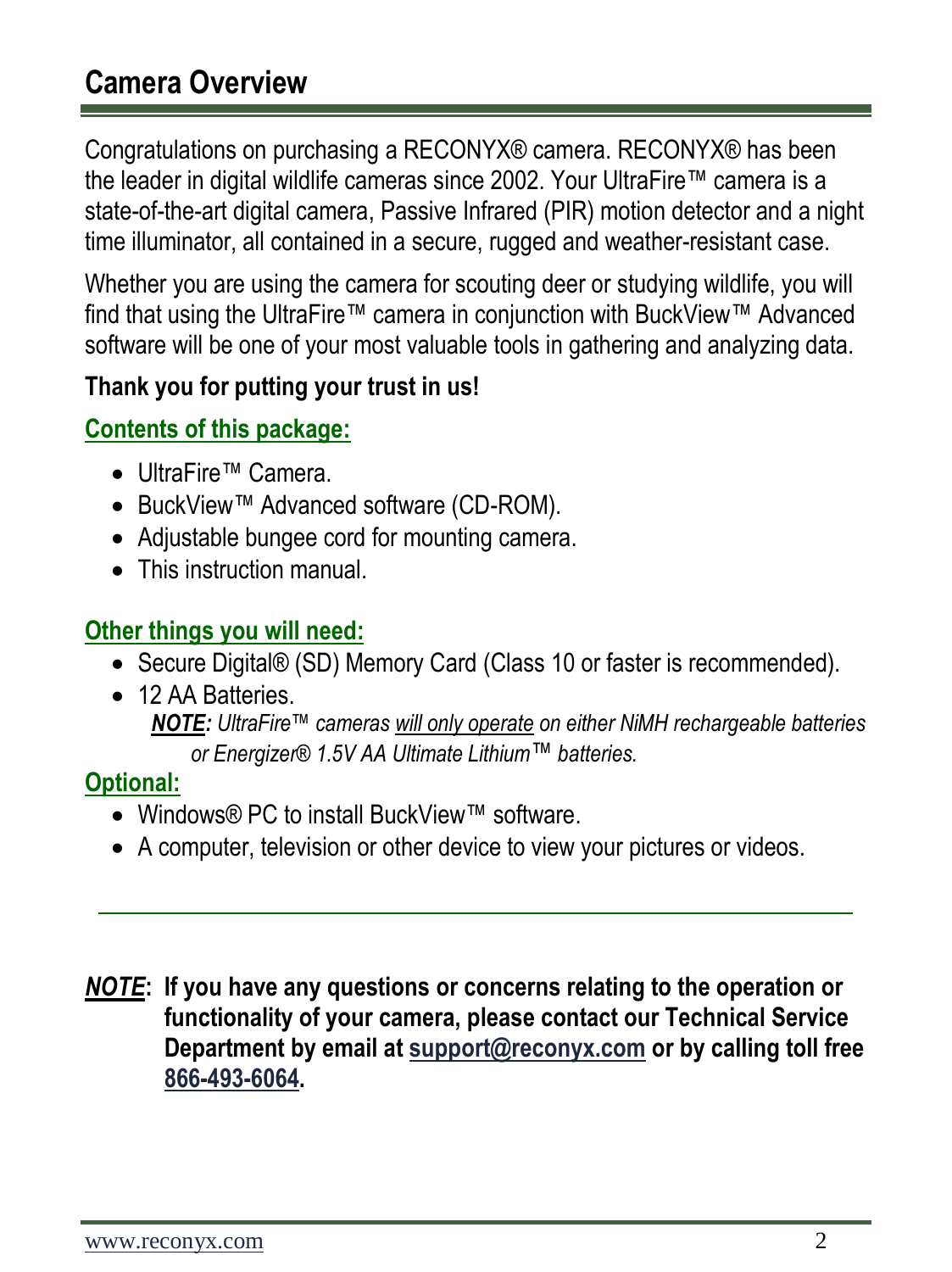## Camera Overview

Congratulations on purchasing a RECONYX® camera. RECONYX® has been the leader in digital wildlife cameras since 2002. Your UltraFire™ camera is a state-of-the-art digital camera, Passive Infrared (PIR) motion detector and a night time illuminator, all contained in a secure, rugged and weather-resistant case.

Whether you are using the camera for scouting deer or studying wildlife, you will find that using the UltraFire™ camera in conjunction with BuckView™ Advanced software will be one of your most valuable tools in gathering and analyzing data.

**Thank you for putting your trust in us!**

### Contents of this package:

- UltraFire™ Camera.
- BuckView™ Advanced software (CD-ROM).
- Adjustable bungee cord for mounting camera.
- This instruction manual.

### Other things you will need:

- Secure Digital® (SD) Memory Card (Class 10 or faster is recommended).
- 12 AA Batteries.

  ***NOTE:*** *UltraFire™ cameras will only operate on either NiMH rechargeable batteries or Energizer® 1.5V AA Ultimate Lithium™ batteries.*

### Optional:

- Windows® PC to install BuckView™ software.
- A computer, television or other device to view your pictures or videos.

---

***NOTE*****: If you have any questions or concerns relating to the operation or functionality of your camera, please contact our Technical Service Department by email at support@reconyx.com or by calling toll free 866-493-6064.**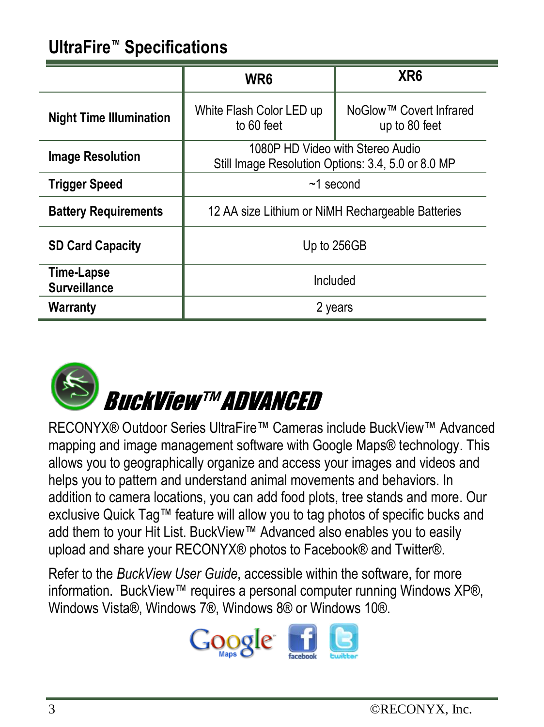## UltraFire™ Specifications

| | WR6 | XR6 |
|---|---|---|
| **Night Time Illumination** | White Flash Color LED up to 60 feet | NoGlow™ Covert Infrared up to 80 feet |
| **Image Resolution** | 1080P HD Video with Stereo Audio<br>Still Image Resolution Options: 3.4, 5.0 or 8.0 MP | |
| **Trigger Speed** | ~1 second | |
| **Battery Requirements** | 12 AA size Lithium or NiMH Rechargeable Batteries | |
| **SD Card Capacity** | Up to 256GB | |
| **Time-Lapse Surveillance** | Included | |
| **Warranty** | 2 years | |

## BuckView™ ADVANCED

RECONYX® Outdoor Series UltraFire™ Cameras include BuckView™ Advanced mapping and image management software with Google Maps® technology. This allows you to geographically organize and access your images and videos and helps you to pattern and understand animal movements and behaviors. In addition to camera locations, you can add food plots, tree stands and more. Our exclusive Quick Tag™ feature will allow you to tag photos of specific bucks and add them to your Hit List. BuckView™ Advanced also enables you to easily upload and share your RECONYX® photos to Facebook® and Twitter®.

Refer to the *BuckView User Guide*, accessible within the software, for more information. BuckView™ requires a personal computer running Windows XP®, Windows Vista®, Windows 7®, Windows 8® or Windows 10®.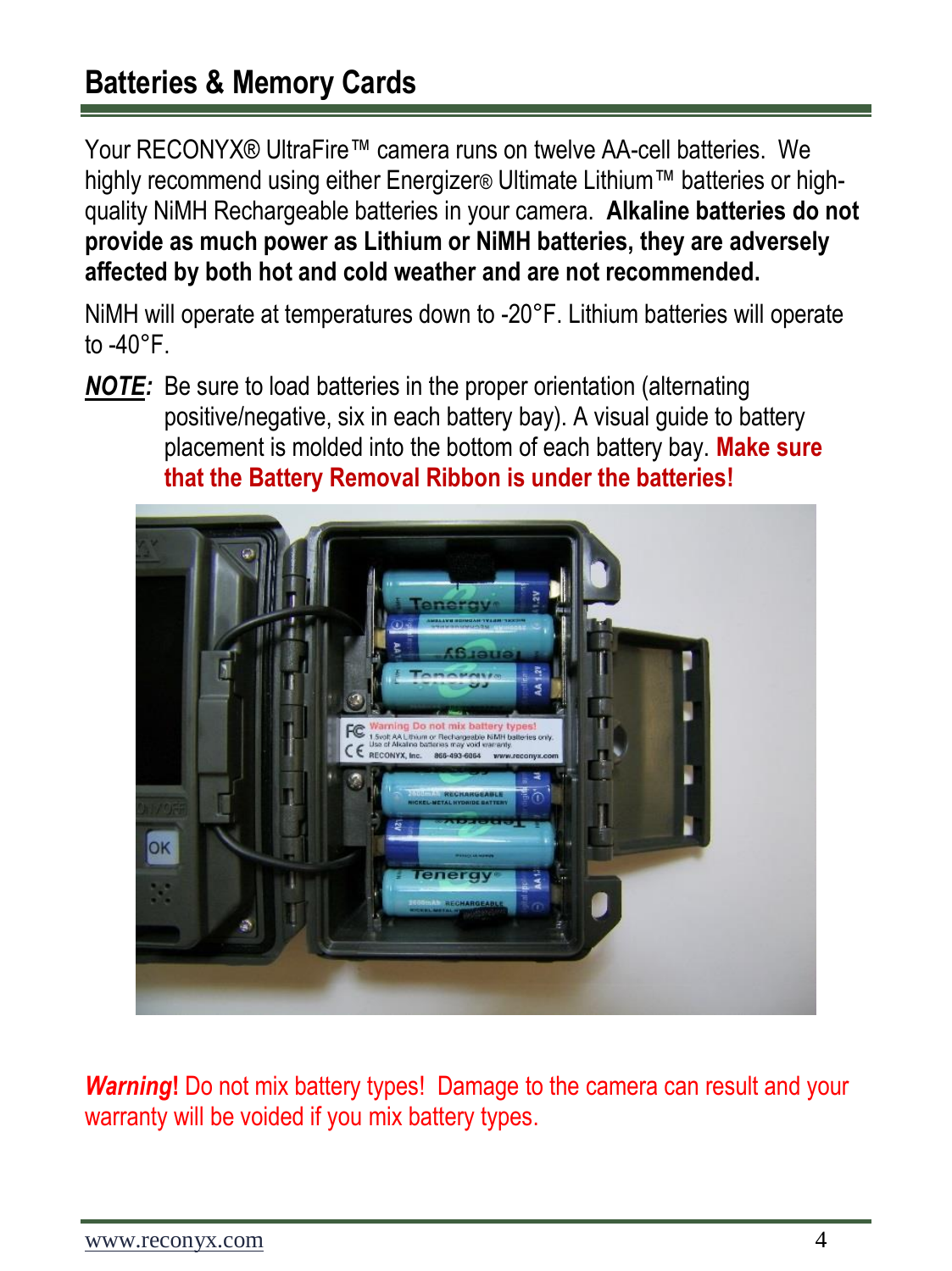## Batteries & Memory Cards

Your RECONYX® UltraFire™ camera runs on twelve AA-cell batteries. We highly recommend using either Energizer® Ultimate Lithium™ batteries or high-quality NiMH Rechargeable batteries in your camera. **Alkaline batteries do not provide as much power as Lithium or NiMH batteries, they are adversely affected by both hot and cold weather and are not recommended.**

NiMH will operate at temperatures down to -20°F. Lithium batteries will operate to -40°F.

***NOTE:*** Be sure to load batteries in the proper orientation (alternating positive/negative, six in each battery bay). A visual guide to battery placement is molded into the bottom of each battery bay. **Make sure that the Battery Removal Ribbon is under the batteries!**

***Warning*!** Do not mix battery types! Damage to the camera can result and your warranty will be voided if you mix battery types.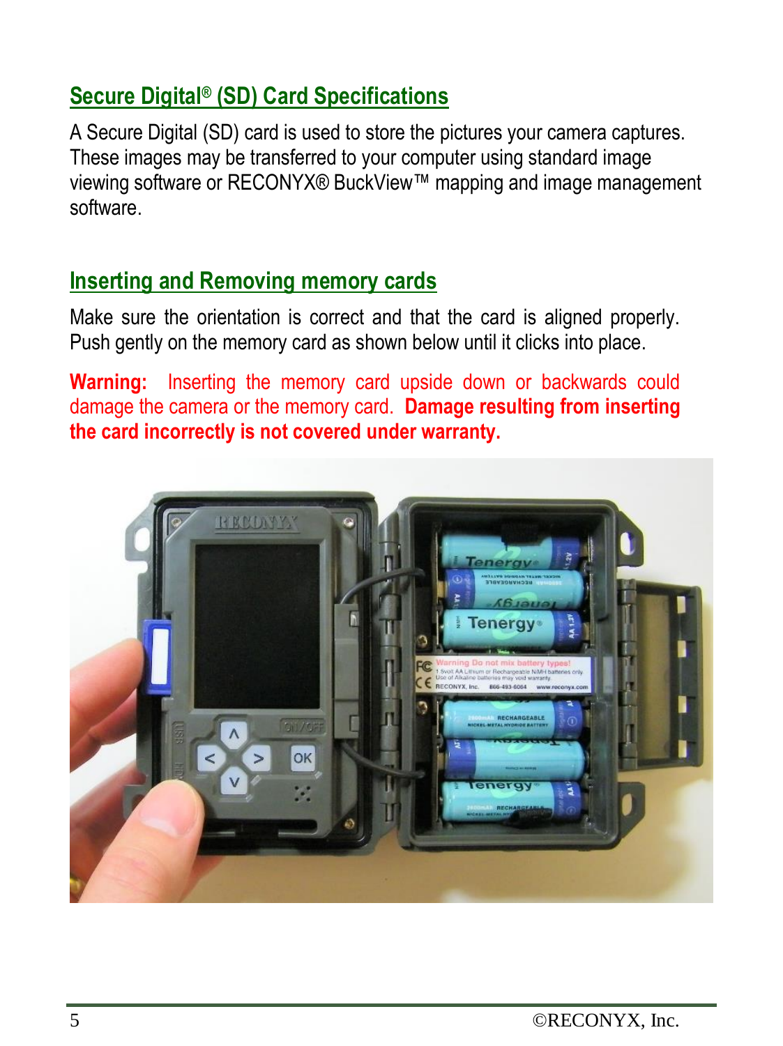## Secure Digital® (SD) Card Specifications

A Secure Digital (SD) card is used to store the pictures your camera captures. These images may be transferred to your computer using standard image viewing software or RECONYX® BuckView™ mapping and image management software.

## Inserting and Removing memory cards

Make sure the orientation is correct and that the card is aligned properly. Push gently on the memory card as shown below until it clicks into place.

**Warning:** Inserting the memory card upside down or backwards could damage the camera or the memory card. **Damage resulting from inserting the card incorrectly is not covered under warranty.**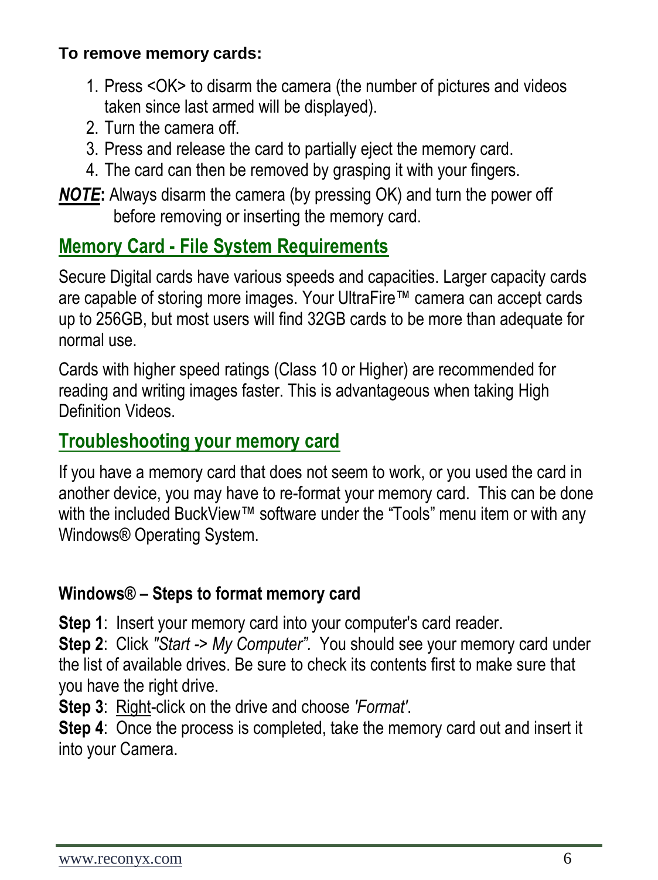**To remove memory cards:**

1. Press <OK> to disarm the camera (the number of pictures and videos taken since last armed will be displayed).
2. Turn the camera off.
3. Press and release the card to partially eject the memory card.
4. The card can then be removed by grasping it with your fingers.

***NOTE*:** Always disarm the camera (by pressing OK) and turn the power off before removing or inserting the memory card.

## Memory Card - File System Requirements

Secure Digital cards have various speeds and capacities. Larger capacity cards are capable of storing more images. Your UltraFire™ camera can accept cards up to 256GB, but most users will find 32GB cards to be more than adequate for normal use.

Cards with higher speed ratings (Class 10 or Higher) are recommended for reading and writing images faster. This is advantageous when taking High Definition Videos.

## Troubleshooting your memory card

If you have a memory card that does not seem to work, or you used the card in another device, you may have to re-format your memory card. This can be done with the included BuckView™ software under the "Tools" menu item or with any Windows® Operating System.

**Windows® – Steps to format memory card**

**Step 1**: Insert your memory card into your computer's card reader.
**Step 2**: Click *"Start -> My Computer".* You should see your memory card under the list of available drives. Be sure to check its contents first to make sure that you have the right drive.
**Step 3**: Right-click on the drive and choose *'Format'*.
**Step 4**: Once the process is completed, take the memory card out and insert it into your Camera.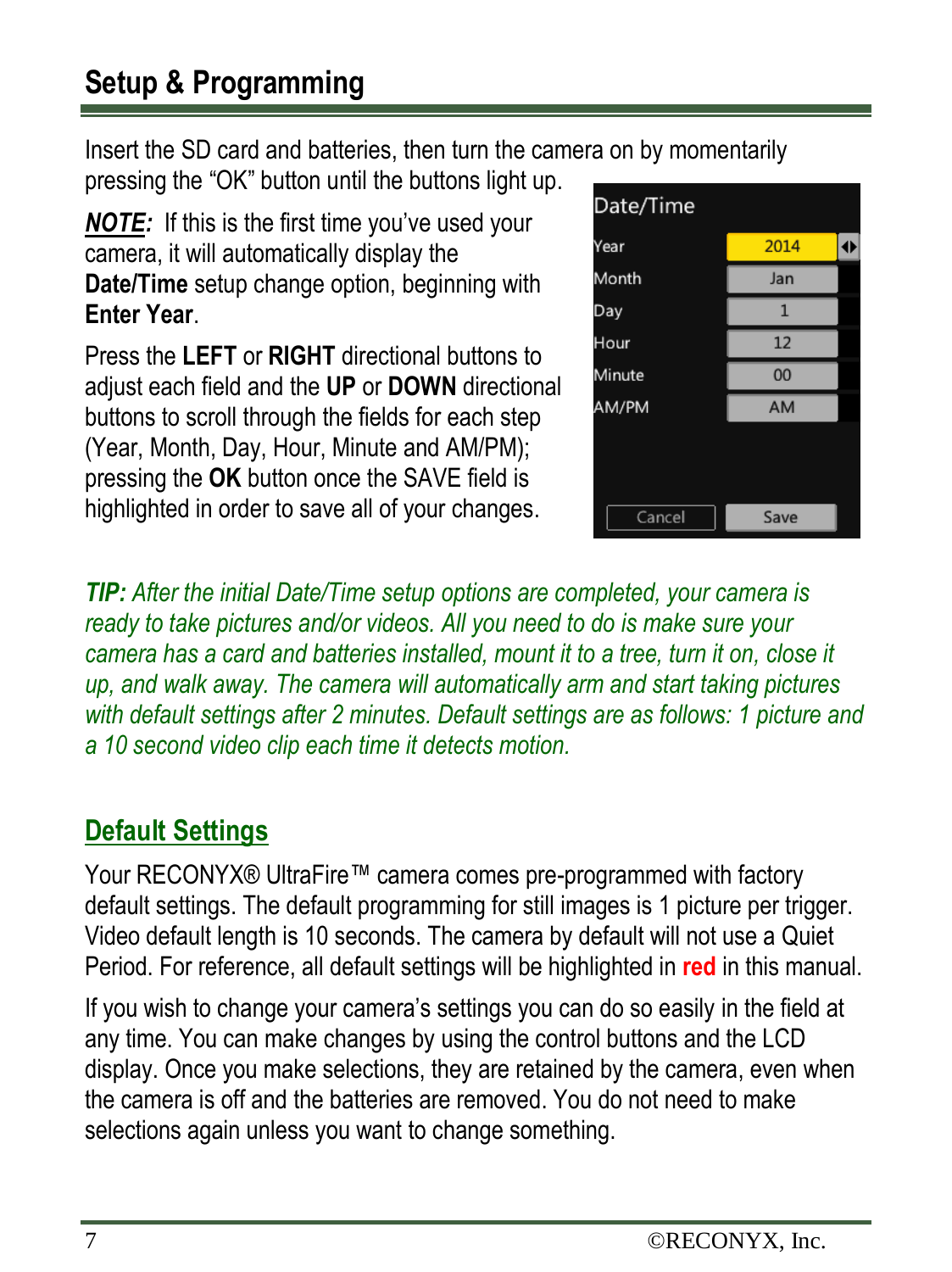## Setup & Programming

Insert the SD card and batteries, then turn the camera on by momentarily pressing the “OK” button until the buttons light up.

***NOTE:*** If this is the first time you’ve used your camera, it will automatically display the **Date/Time** setup change option, beginning with **Enter Year**.

Press the **LEFT** or **RIGHT** directional buttons to adjust each field and the **UP** or **DOWN** directional buttons to scroll through the fields for each step (Year, Month, Day, Hour, Minute and AM/PM); pressing the **OK** button once the SAVE field is highlighted in order to save all of your changes.

| Date/Time | |
|---|---|
| Year | 2014 |
| Month | Jan |
| Day | 1 |
| Hour | 12 |
| Minute | 00 |
| AM/PM | AM |
| Cancel | Save |

***TIP:*** *After the initial Date/Time setup options are completed, your camera is ready to take pictures and/or videos. All you need to do is make sure your camera has a card and batteries installed, mount it to a tree, turn it on, close it up, and walk away. The camera will automatically arm and start taking pictures with default settings after 2 minutes. Default settings are as follows: 1 picture and a 10 second video clip each time it detects motion.*

## Default Settings

Your RECONYX® UltraFire™ camera comes pre-programmed with factory default settings. The default programming for still images is 1 picture per trigger. Video default length is 10 seconds. The camera by default will not use a Quiet Period. For reference, all default settings will be highlighted in **red** in this manual.

If you wish to change your camera’s settings you can do so easily in the field at any time. You can make changes by using the control buttons and the LCD display. Once you make selections, they are retained by the camera, even when the camera is off and the batteries are removed. You do not need to make selections again unless you want to change something.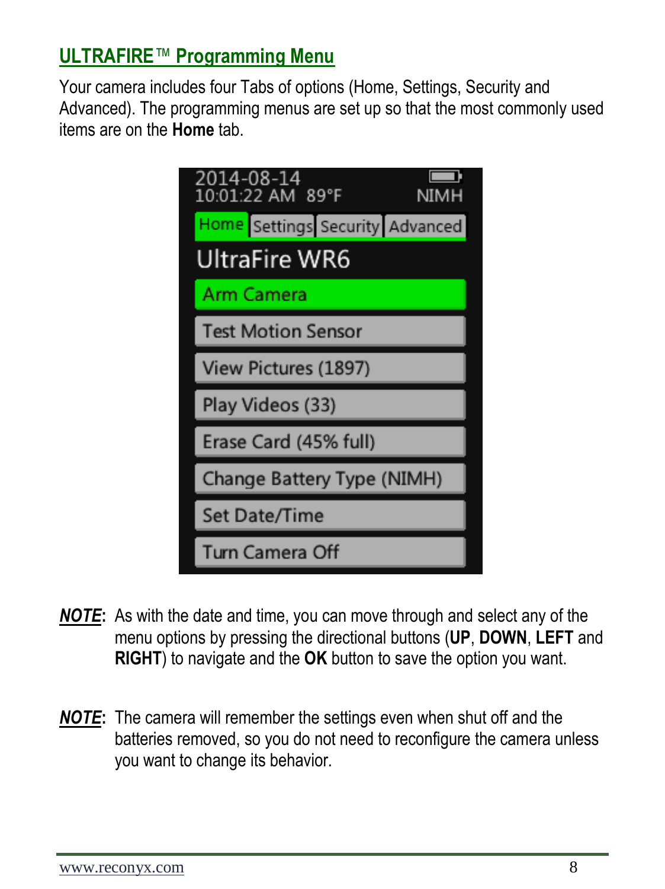## ULTRAFIRE™ Programming Menu

Your camera includes four Tabs of options (Home, Settings, Security and Advanced). The programming menus are set up so that the most commonly used items are on the **Home** tab.

***NOTE***: As with the date and time, you can move through and select any of the menu options by pressing the directional buttons (**UP**, **DOWN**, **LEFT** and **RIGHT**) to navigate and the **OK** button to save the option you want.

***NOTE***: The camera will remember the settings even when shut off and the batteries removed, so you do not need to reconfigure the camera unless you want to change its behavior.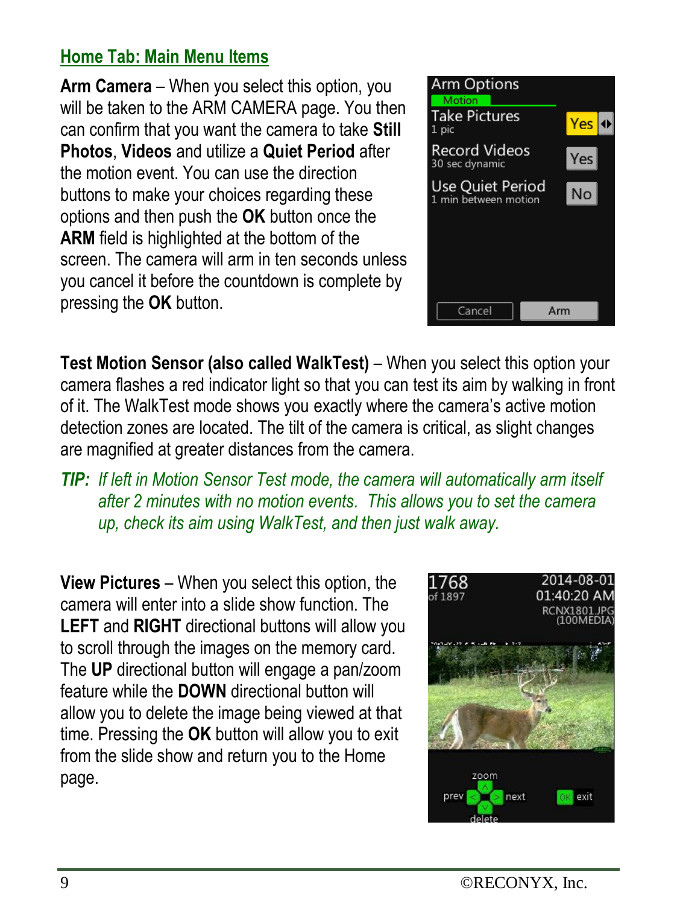## Home Tab: Main Menu Items

**Arm Camera** – When you select this option, you will be taken to the ARM CAMERA page. You then can confirm that you want the camera to take **Still Photos**, **Videos** and utilize a **Quiet Period** after the motion event. You can use the direction buttons to make your choices regarding these options and then push the **OK** button once the **ARM** field is highlighted at the bottom of the screen. The camera will arm in ten seconds unless you cancel it before the countdown is complete by pressing the **OK** button.

**Test Motion Sensor (also called WalkTest)** – When you select this option your camera flashes a red indicator light so that you can test its aim by walking in front of it. The WalkTest mode shows you exactly where the camera's active motion detection zones are located. The tilt of the camera is critical, as slight changes are magnified at greater distances from the camera.

***TIP:*** *If left in Motion Sensor Test mode, the camera will automatically arm itself after 2 minutes with no motion events. This allows you to set the camera up, check its aim using WalkTest, and then just walk away.*

**View Pictures** – When you select this option, the camera will enter into a slide show function. The **LEFT** and **RIGHT** directional buttons will allow you to scroll through the images on the memory card. The **UP** directional button will engage a pan/zoom feature while the **DOWN** directional button will allow you to delete the image being viewed at that time. Pressing the **OK** button will allow you to exit from the slide show and return you to the Home page.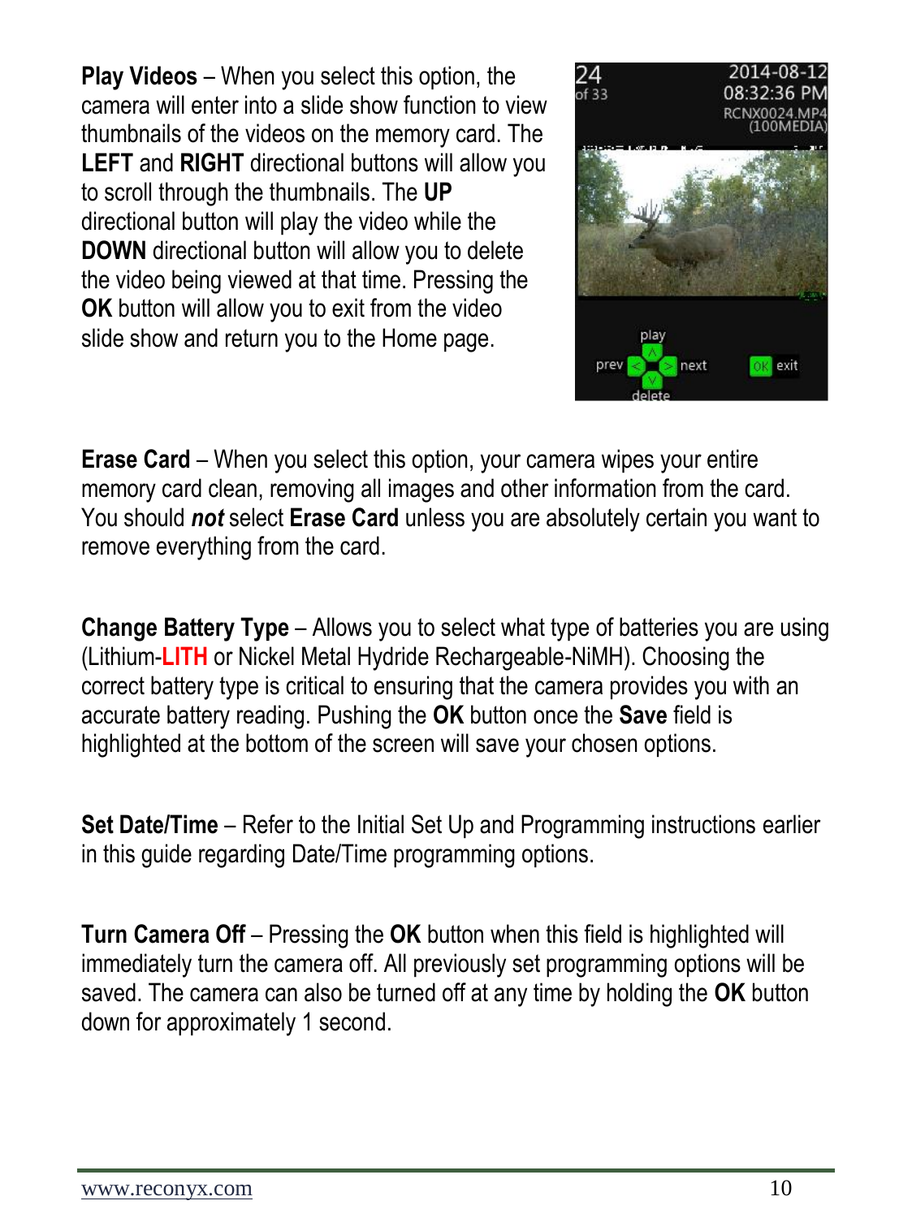**Play Videos** – When you select this option, the camera will enter into a slide show function to view thumbnails of the videos on the memory card. The **LEFT** and **RIGHT** directional buttons will allow you to scroll through the thumbnails. The **UP** directional button will play the video while the **DOWN** directional button will allow you to delete the video being viewed at that time. Pressing the **OK** button will allow you to exit from the video slide show and return you to the Home page.

**Erase Card** – When you select this option, your camera wipes your entire memory card clean, removing all images and other information from the card. You should ***not*** select **Erase Card** unless you are absolutely certain you want to remove everything from the card.

**Change Battery Type** – Allows you to select what type of batteries you are using (Lithium-**LITH** or Nickel Metal Hydride Rechargeable-NiMH). Choosing the correct battery type is critical to ensuring that the camera provides you with an accurate battery reading. Pushing the **OK** button once the **Save** field is highlighted at the bottom of the screen will save your chosen options.

**Set Date/Time** – Refer to the Initial Set Up and Programming instructions earlier in this guide regarding Date/Time programming options.

**Turn Camera Off** – Pressing the **OK** button when this field is highlighted will immediately turn the camera off. All previously set programming options will be saved. The camera can also be turned off at any time by holding the **OK** button down for approximately 1 second.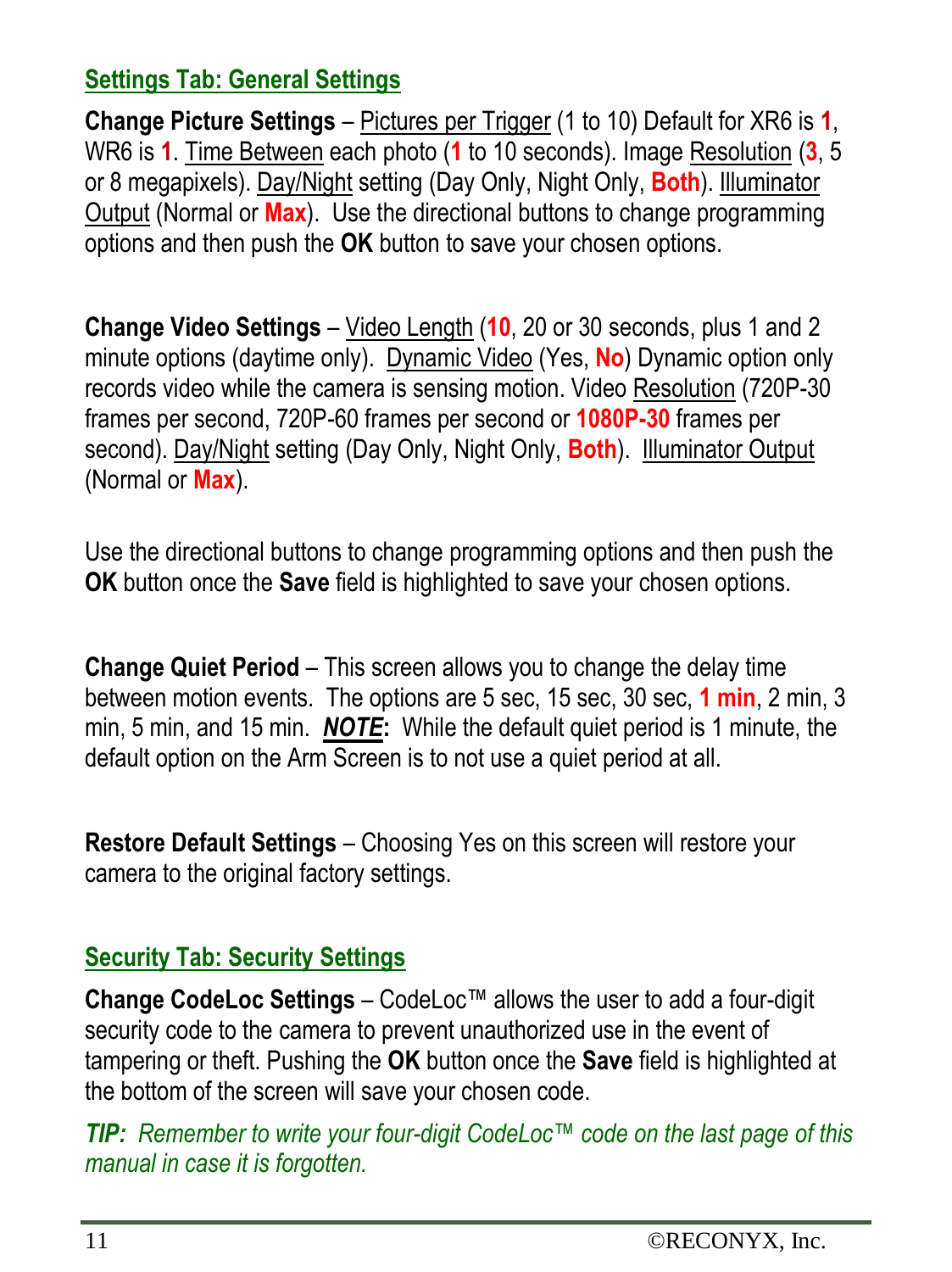## Settings Tab: General Settings

**Change Picture Settings** – Pictures per Trigger (1 to 10) Default for XR6 is **1**, WR6 is **1**. Time Between each photo (**1** to 10 seconds). Image Resolution (**3**, 5 or 8 megapixels). Day/Night setting (Day Only, Night Only, **Both**). Illuminator Output (Normal or **Max**). Use the directional buttons to change programming options and then push the **OK** button to save your chosen options.

**Change Video Settings** – Video Length (**10**, 20 or 30 seconds, plus 1 and 2 minute options (daytime only). Dynamic Video (Yes, **No**) Dynamic option only records video while the camera is sensing motion. Video Resolution (720P-30 frames per second, 720P-60 frames per second or **1080P-30** frames per second). Day/Night setting (Day Only, Night Only, **Both**). Illuminator Output (Normal or **Max**).

Use the directional buttons to change programming options and then push the **OK** button once the **Save** field is highlighted to save your chosen options.

**Change Quiet Period** – This screen allows you to change the delay time between motion events. The options are 5 sec, 15 sec, 30 sec, **1 min**, 2 min, 3 min, 5 min, and 15 min. ***NOTE*:** While the default quiet period is 1 minute, the default option on the Arm Screen is to not use a quiet period at all.

**Restore Default Settings** – Choosing Yes on this screen will restore your camera to the original factory settings.

## Security Tab: Security Settings

**Change CodeLoc Settings** – CodeLoc™ allows the user to add a four-digit security code to the camera to prevent unauthorized use in the event of tampering or theft. Pushing the **OK** button once the **Save** field is highlighted at the bottom of the screen will save your chosen code.

***TIP:*** *Remember to write your four-digit CodeLoc™ code on the last page of this manual in case it is forgotten.*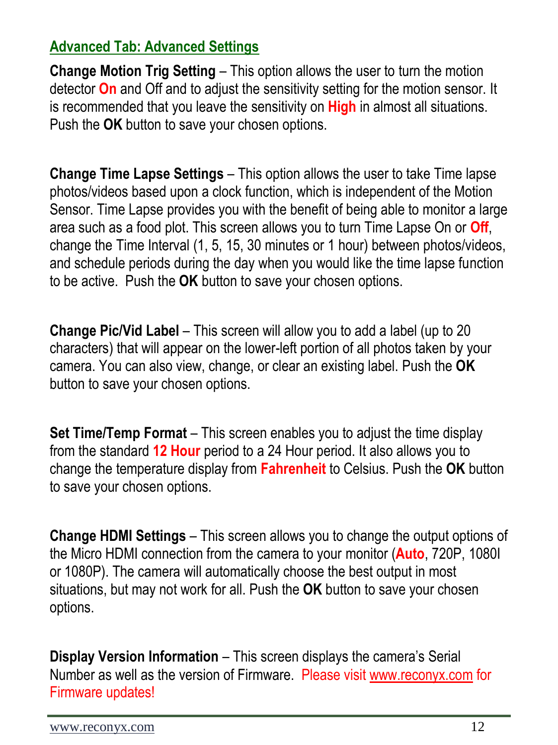## Advanced Tab: Advanced Settings

**Change Motion Trig Setting** – This option allows the user to turn the motion detector **On** and Off and to adjust the sensitivity setting for the motion sensor. It is recommended that you leave the sensitivity on **High** in almost all situations. Push the **OK** button to save your chosen options.

**Change Time Lapse Settings** – This option allows the user to take Time lapse photos/videos based upon a clock function, which is independent of the Motion Sensor. Time Lapse provides you with the benefit of being able to monitor a large area such as a food plot. This screen allows you to turn Time Lapse On or **Off**, change the Time Interval (1, 5, 15, 30 minutes or 1 hour) between photos/videos, and schedule periods during the day when you would like the time lapse function to be active. Push the **OK** button to save your chosen options.

**Change Pic/Vid Label** – This screen will allow you to add a label (up to 20 characters) that will appear on the lower-left portion of all photos taken by your camera. You can also view, change, or clear an existing label. Push the **OK** button to save your chosen options.

**Set Time/Temp Format** – This screen enables you to adjust the time display from the standard **12 Hour** period to a 24 Hour period. It also allows you to change the temperature display from **Fahrenheit** to Celsius. Push the **OK** button to save your chosen options.

**Change HDMI Settings** – This screen allows you to change the output options of the Micro HDMI connection from the camera to your monitor (**Auto**, 720P, 1080I or 1080P). The camera will automatically choose the best output in most situations, but may not work for all. Push the **OK** button to save your chosen options.

**Display Version Information** – This screen displays the camera's Serial Number as well as the version of Firmware. Please visit www.reconyx.com for Firmware updates!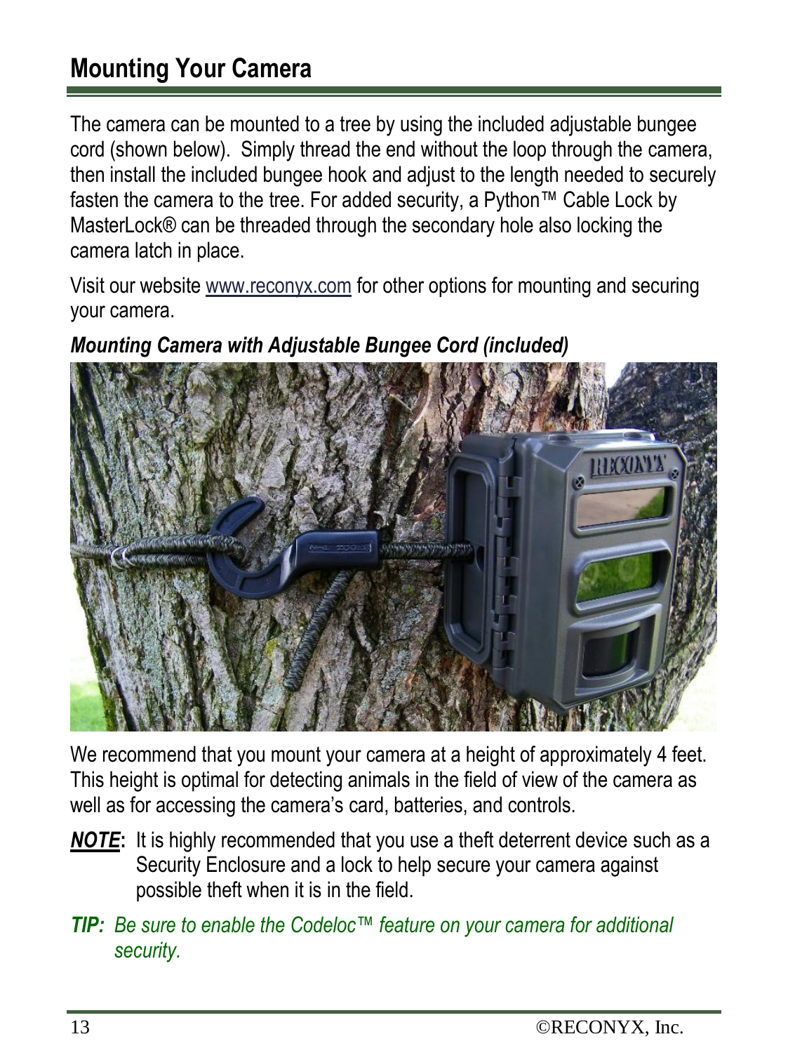## Mounting Your Camera

The camera can be mounted to a tree by using the included adjustable bungee cord (shown below). Simply thread the end without the loop through the camera, then install the included bungee hook and adjust to the length needed to securely fasten the camera to the tree. For added security, a Python™ Cable Lock by MasterLock® can be threaded through the secondary hole also locking the camera latch in place.

Visit our website www.reconyx.com for other options for mounting and securing your camera.

***Mounting Camera with Adjustable Bungee Cord (included)***

We recommend that you mount your camera at a height of approximately 4 feet. This height is optimal for detecting animals in the field of view of the camera as well as for accessing the camera's card, batteries, and controls.

***NOTE*:** It is highly recommended that you use a theft deterrent device such as a Security Enclosure and a lock to help secure your camera against possible theft when it is in the field.

***TIP:*** *Be sure to enable the Codeloc™ feature on your camera for additional security.*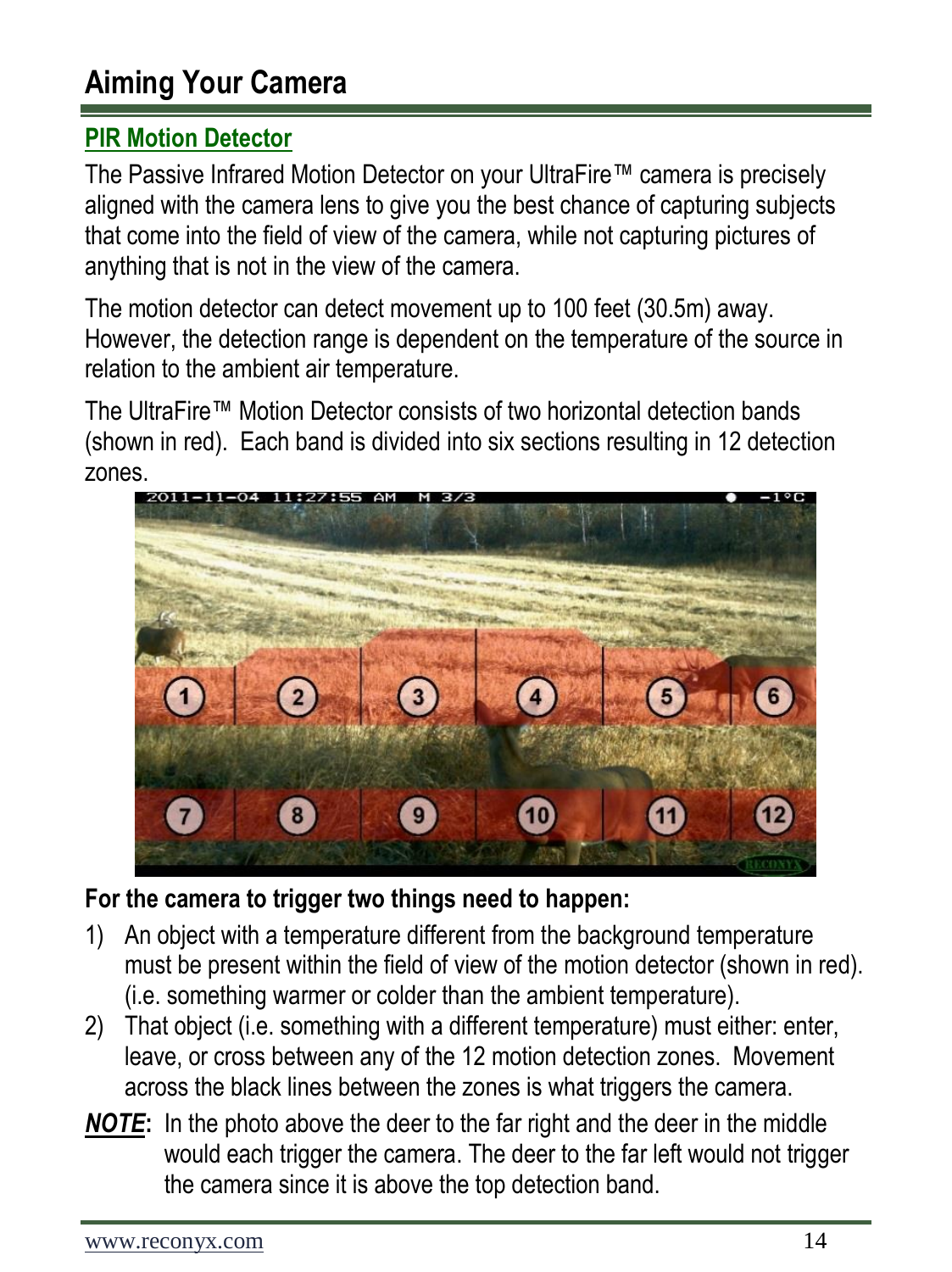# Aiming Your Camera

## PIR Motion Detector

The Passive Infrared Motion Detector on your UltraFire™ camera is precisely aligned with the camera lens to give you the best chance of capturing subjects that come into the field of view of the camera, while not capturing pictures of anything that is not in the view of the camera.

The motion detector can detect movement up to 100 feet (30.5m) away. However, the detection range is dependent on the temperature of the source in relation to the ambient air temperature.

The UltraFire™ Motion Detector consists of two horizontal detection bands (shown in red). Each band is divided into six sections resulting in 12 detection zones.

**For the camera to trigger two things need to happen:**

1) An object with a temperature different from the background temperature must be present within the field of view of the motion detector (shown in red). (i.e. something warmer or colder than the ambient temperature).
2) That object (i.e. something with a different temperature) must either: enter, leave, or cross between any of the 12 motion detection zones. Movement across the black lines between the zones is what triggers the camera.

***NOTE*:** In the photo above the deer to the far right and the deer in the middle would each trigger the camera. The deer to the far left would not trigger the camera since it is above the top detection band.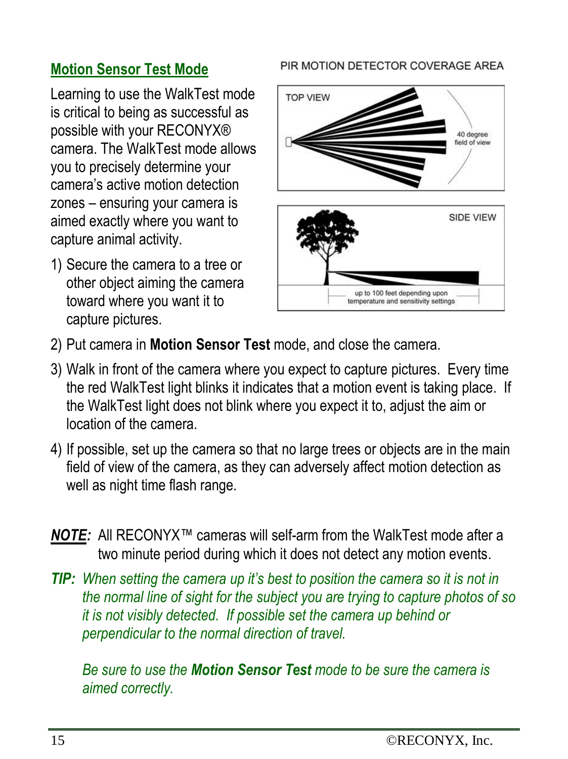## Motion Sensor Test Mode

Learning to use the WalkTest mode is critical to being as successful as possible with your RECONYX® camera. The WalkTest mode allows you to precisely determine your camera's active motion detection zones – ensuring your camera is aimed exactly where you want to capture animal activity.

PIR MOTION DETECTOR COVERAGE AREA

TOP VIEW

40 degree field of view

SIDE VIEW

up to 100 feet depending upon temperature and sensitivity settings

1) Secure the camera to a tree or other object aiming the camera toward where you want it to capture pictures.
2) Put camera in **Motion Sensor Test** mode, and close the camera.
3) Walk in front of the camera where you expect to capture pictures. Every time the red WalkTest light blinks it indicates that a motion event is taking place. If the WalkTest light does not blink where you expect it to, adjust the aim or location of the camera.
4) If possible, set up the camera so that no large trees or objects are in the main field of view of the camera, as they can adversely affect motion detection as well as night time flash range.

***NOTE:*** All RECONYX™ cameras will self-arm from the WalkTest mode after a two minute period during which it does not detect any motion events.

***TIP:*** *When setting the camera up it's best to position the camera so it is not in the normal line of sight for the subject you are trying to capture photos of so it is not visibly detected. If possible set the camera up behind or perpendicular to the normal direction of travel.*

*Be sure to use the **Motion Sensor Test** mode to be sure the camera is aimed correctly.*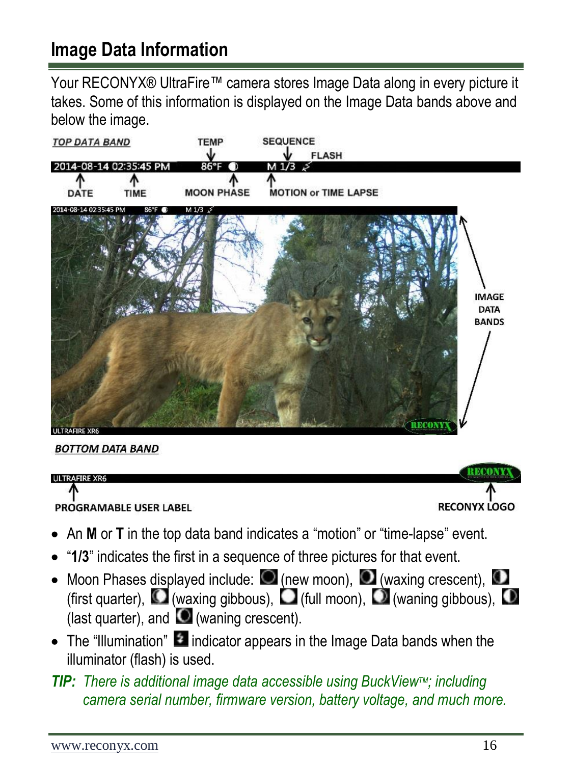## Image Data Information

Your RECONYX® UltraFire™ camera stores Image Data along in every picture it takes. Some of this information is displayed on the Image Data bands above and below the image.

- An **M** or **T** in the top data band indicates a "motion" or "time-lapse" event.
- "**1/3**" indicates the first in a sequence of three pictures for that event.
- Moon Phases displayed include: (new moon), (waxing crescent), (first quarter), (waxing gibbous), (full moon), (waning gibbous), (last quarter), and (waning crescent).
- The "Illumination" indicator appears in the Image Data bands when the illuminator (flash) is used.

***TIP:*** *There is additional image data accessible using BuckView™; including camera serial number, firmware version, battery voltage, and much more.*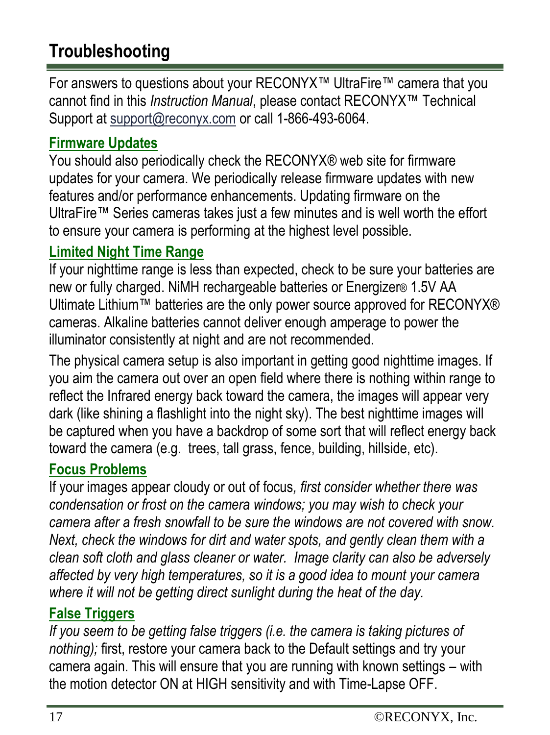# Troubleshooting

For answers to questions about your RECONYX™ UltraFire™ camera that you cannot find in this *Instruction Manual*, please contact RECONYX™ Technical Support at support@reconyx.com or call 1-866-493-6064.

## Firmware Updates

You should also periodically check the RECONYX® web site for firmware updates for your camera. We periodically release firmware updates with new features and/or performance enhancements. Updating firmware on the UltraFire™ Series cameras takes just a few minutes and is well worth the effort to ensure your camera is performing at the highest level possible.

## Limited Night Time Range

If your nighttime range is less than expected, check to be sure your batteries are new or fully charged. NiMH rechargeable batteries or Energizer® 1.5V AA Ultimate Lithium™ batteries are the only power source approved for RECONYX® cameras. Alkaline batteries cannot deliver enough amperage to power the illuminator consistently at night and are not recommended.

The physical camera setup is also important in getting good nighttime images. If you aim the camera out over an open field where there is nothing within range to reflect the Infrared energy back toward the camera, the images will appear very dark (like shining a flashlight into the night sky). The best nighttime images will be captured when you have a backdrop of some sort that will reflect energy back toward the camera (e.g. trees, tall grass, fence, building, hillside, etc).

## Focus Problems

If your images appear cloudy or out of focus*, first consider whether there was condensation or frost on the camera windows; you may wish to check your camera after a fresh snowfall to be sure the windows are not covered with snow. Next, check the windows for dirt and water spots, and gently clean them with a clean soft cloth and glass cleaner or water. Image clarity can also be adversely affected by very high temperatures, so it is a good idea to mount your camera where it will not be getting direct sunlight during the heat of the day.*

## False Triggers

*If you seem to be getting false triggers (i.e. the camera is taking pictures of nothing);* first, restore your camera back to the Default settings and try your camera again. This will ensure that you are running with known settings – with the motion detector ON at HIGH sensitivity and with Time-Lapse OFF.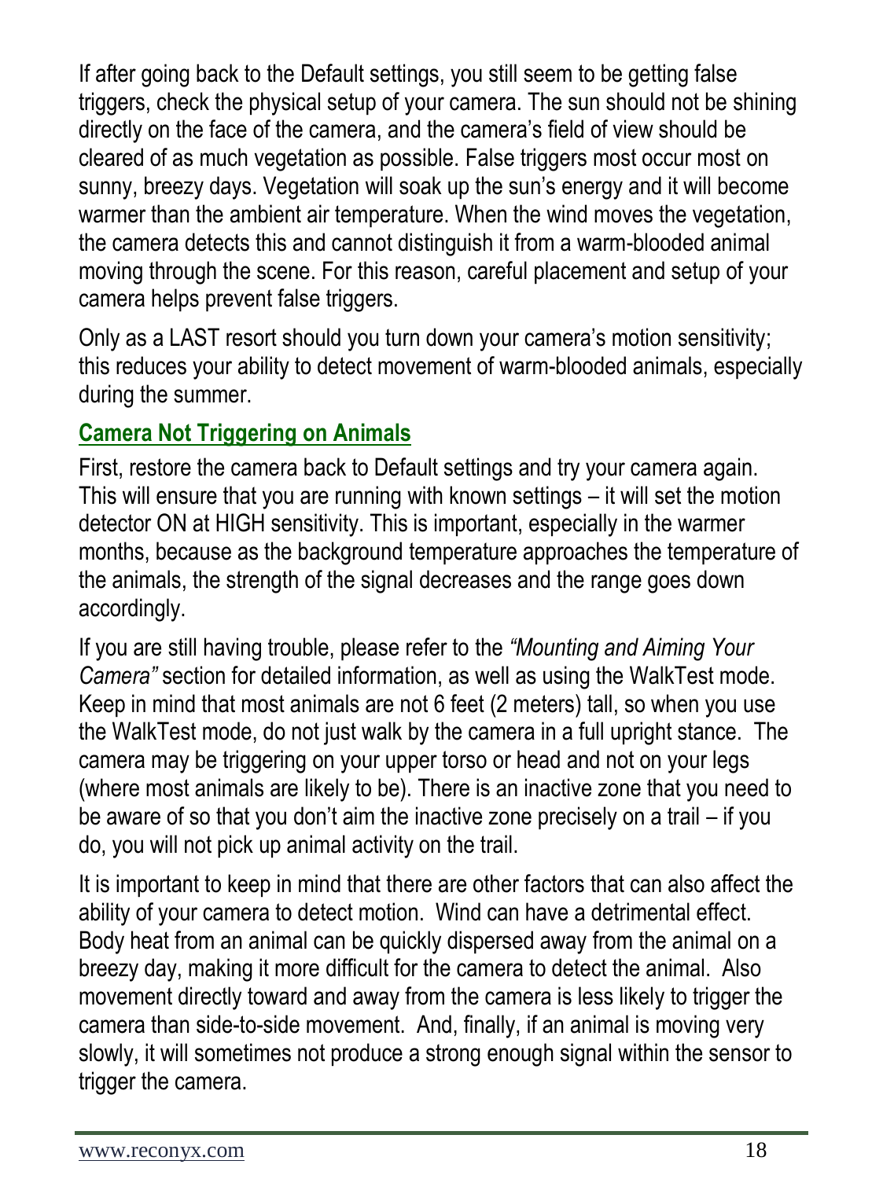If after going back to the Default settings, you still seem to be getting false triggers, check the physical setup of your camera. The sun should not be shining directly on the face of the camera, and the camera's field of view should be cleared of as much vegetation as possible. False triggers most occur most on sunny, breezy days. Vegetation will soak up the sun's energy and it will become warmer than the ambient air temperature. When the wind moves the vegetation, the camera detects this and cannot distinguish it from a warm-blooded animal moving through the scene. For this reason, careful placement and setup of your camera helps prevent false triggers.

Only as a LAST resort should you turn down your camera's motion sensitivity; this reduces your ability to detect movement of warm-blooded animals, especially during the summer.

## Camera Not Triggering on Animals

First, restore the camera back to Default settings and try your camera again. This will ensure that you are running with known settings – it will set the motion detector ON at HIGH sensitivity. This is important, especially in the warmer months, because as the background temperature approaches the temperature of the animals, the strength of the signal decreases and the range goes down accordingly.

If you are still having trouble, please refer to the *"Mounting and Aiming Your Camera"* section for detailed information, as well as using the WalkTest mode. Keep in mind that most animals are not 6 feet (2 meters) tall, so when you use the WalkTest mode, do not just walk by the camera in a full upright stance. The camera may be triggering on your upper torso or head and not on your legs (where most animals are likely to be). There is an inactive zone that you need to be aware of so that you don't aim the inactive zone precisely on a trail – if you do, you will not pick up animal activity on the trail.

It is important to keep in mind that there are other factors that can also affect the ability of your camera to detect motion. Wind can have a detrimental effect. Body heat from an animal can be quickly dispersed away from the animal on a breezy day, making it more difficult for the camera to detect the animal. Also movement directly toward and away from the camera is less likely to trigger the camera than side-to-side movement. And, finally, if an animal is moving very slowly, it will sometimes not produce a strong enough signal within the sensor to trigger the camera.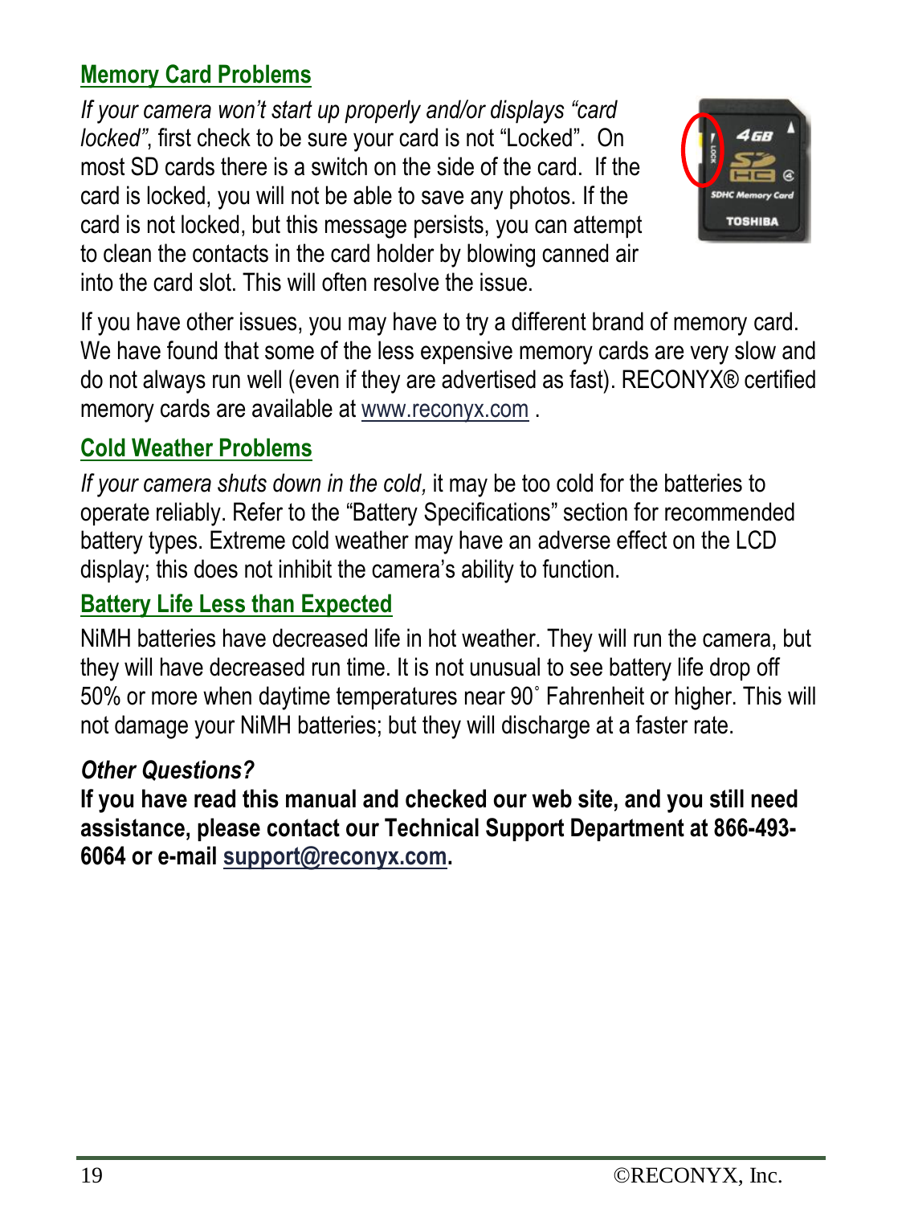## Memory Card Problems

*If your camera won't start up properly and/or displays "card locked"*, first check to be sure your card is not "Locked". On most SD cards there is a switch on the side of the card. If the card is locked, you will not be able to save any photos. If the card is not locked, but this message persists, you can attempt to clean the contacts in the card holder by blowing canned air into the card slot. This will often resolve the issue.

If you have other issues, you may have to try a different brand of memory card. We have found that some of the less expensive memory cards are very slow and do not always run well (even if they are advertised as fast). RECONYX® certified memory cards are available at www.reconyx.com .

## Cold Weather Problems

*If your camera shuts down in the cold,* it may be too cold for the batteries to operate reliably. Refer to the "Battery Specifications" section for recommended battery types. Extreme cold weather may have an adverse effect on the LCD display; this does not inhibit the camera's ability to function.

## Battery Life Less than Expected

NiMH batteries have decreased life in hot weather. They will run the camera, but they will have decreased run time. It is not unusual to see battery life drop off 50% or more when daytime temperatures near 90˚ Fahrenheit or higher. This will not damage your NiMH batteries; but they will discharge at a faster rate.

***Other Questions?***

**If you have read this manual and checked our web site, and you still need assistance, please contact our Technical Support Department at 866-493-6064 or e-mail support@reconyx.com.**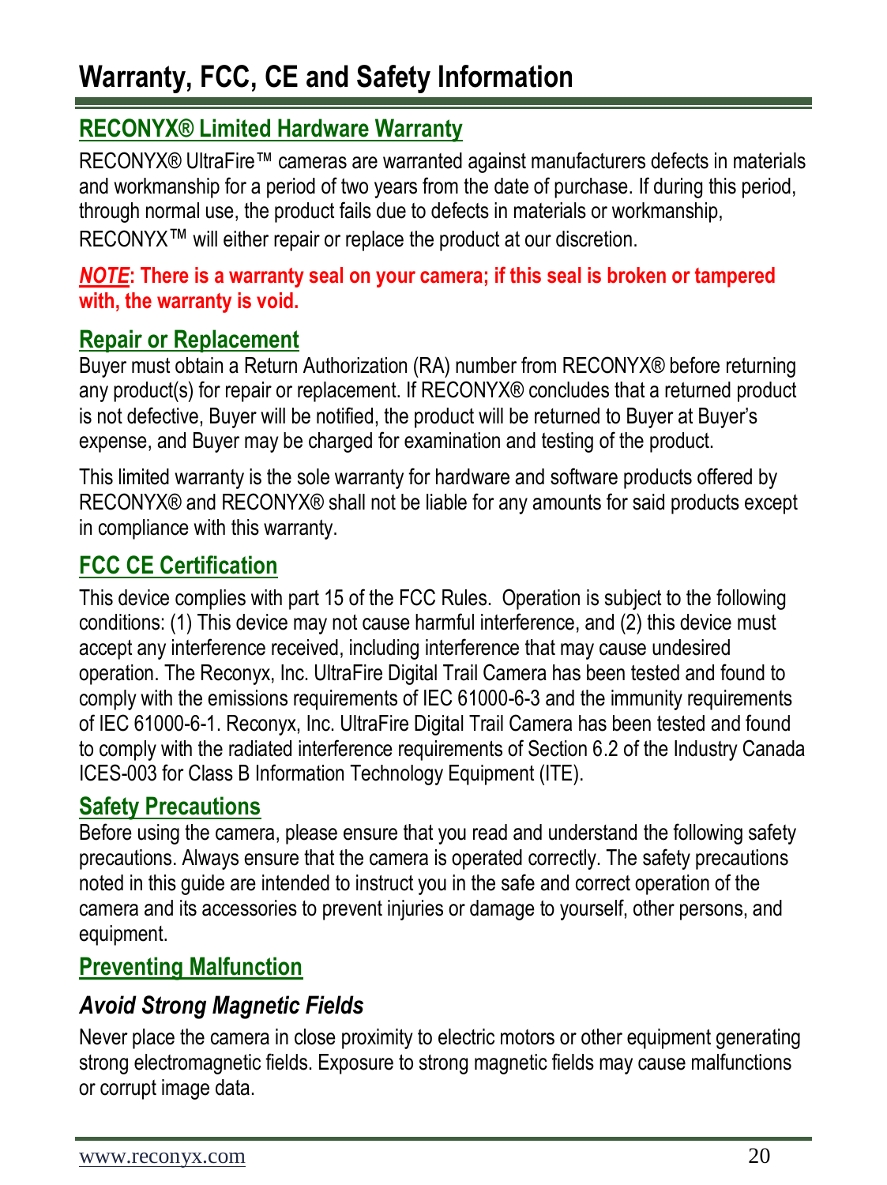# Warranty, FCC, CE and Safety Information

## RECONYX® Limited Hardware Warranty

RECONYX® UltraFire™ cameras are warranted against manufacturers defects in materials and workmanship for a period of two years from the date of purchase. If during this period, through normal use, the product fails due to defects in materials or workmanship, RECONYX™ will either repair or replace the product at our discretion.

***NOTE*: There is a warranty seal on your camera; if this seal is broken or tampered with, the warranty is void.**

## Repair or Replacement

Buyer must obtain a Return Authorization (RA) number from RECONYX® before returning any product(s) for repair or replacement. If RECONYX® concludes that a returned product is not defective, Buyer will be notified, the product will be returned to Buyer at Buyer's expense, and Buyer may be charged for examination and testing of the product.

This limited warranty is the sole warranty for hardware and software products offered by RECONYX® and RECONYX® shall not be liable for any amounts for said products except in compliance with this warranty.

## FCC CE Certification

This device complies with part 15 of the FCC Rules. Operation is subject to the following conditions: (1) This device may not cause harmful interference, and (2) this device must accept any interference received, including interference that may cause undesired operation. The Reconyx, Inc. UltraFire Digital Trail Camera has been tested and found to comply with the emissions requirements of IEC 61000-6-3 and the immunity requirements of IEC 61000-6-1. Reconyx, Inc. UltraFire Digital Trail Camera has been tested and found to comply with the radiated interference requirements of Section 6.2 of the Industry Canada ICES-003 for Class B Information Technology Equipment (ITE).

## Safety Precautions

Before using the camera, please ensure that you read and understand the following safety precautions. Always ensure that the camera is operated correctly. The safety precautions noted in this guide are intended to instruct you in the safe and correct operation of the camera and its accessories to prevent injuries or damage to yourself, other persons, and equipment.

## Preventing Malfunction

### *Avoid Strong Magnetic Fields*

Never place the camera in close proximity to electric motors or other equipment generating strong electromagnetic fields. Exposure to strong magnetic fields may cause malfunctions or corrupt image data.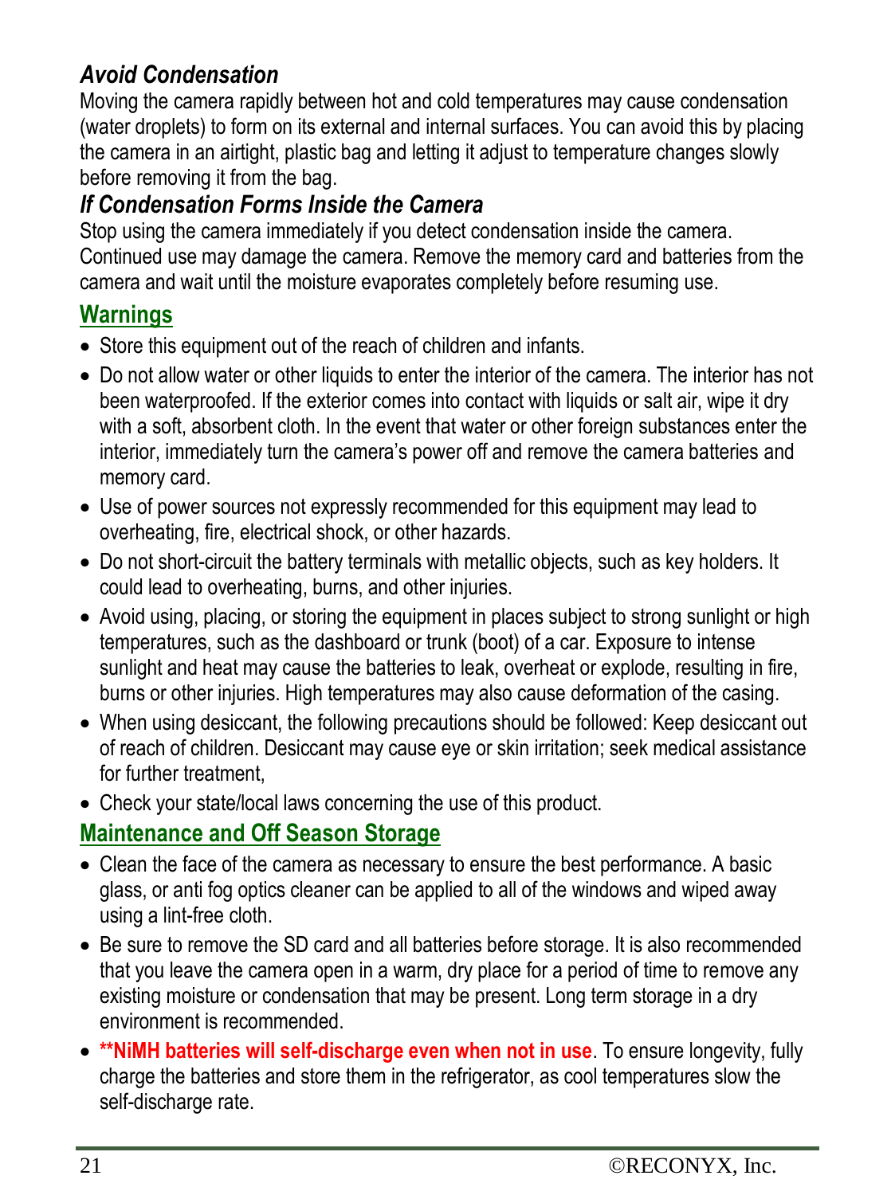### *Avoid Condensation*

Moving the camera rapidly between hot and cold temperatures may cause condensation (water droplets) to form on its external and internal surfaces. You can avoid this by placing the camera in an airtight, plastic bag and letting it adjust to temperature changes slowly before removing it from the bag.

### *If Condensation Forms Inside the Camera*

Stop using the camera immediately if you detect condensation inside the camera. Continued use may damage the camera. Remove the memory card and batteries from the camera and wait until the moisture evaporates completely before resuming use.

## Warnings

- Store this equipment out of the reach of children and infants.
- Do not allow water or other liquids to enter the interior of the camera. The interior has not been waterproofed. If the exterior comes into contact with liquids or salt air, wipe it dry with a soft, absorbent cloth. In the event that water or other foreign substances enter the interior, immediately turn the camera's power off and remove the camera batteries and memory card.
- Use of power sources not expressly recommended for this equipment may lead to overheating, fire, electrical shock, or other hazards.
- Do not short-circuit the battery terminals with metallic objects, such as key holders. It could lead to overheating, burns, and other injuries.
- Avoid using, placing, or storing the equipment in places subject to strong sunlight or high temperatures, such as the dashboard or trunk (boot) of a car. Exposure to intense sunlight and heat may cause the batteries to leak, overheat or explode, resulting in fire, burns or other injuries. High temperatures may also cause deformation of the casing.
- When using desiccant, the following precautions should be followed: Keep desiccant out of reach of children. Desiccant may cause eye or skin irritation; seek medical assistance for further treatment,
- Check your state/local laws concerning the use of this product.

## Maintenance and Off Season Storage

- Clean the face of the camera as necessary to ensure the best performance. A basic glass, or anti fog optics cleaner can be applied to all of the windows and wiped away using a lint-free cloth.
- Be sure to remove the SD card and all batteries before storage. It is also recommended that you leave the camera open in a warm, dry place for a period of time to remove any existing moisture or condensation that may be present. Long term storage in a dry environment is recommended.
- **\*\*NiMH batteries will self-discharge even when not in use**. To ensure longevity, fully charge the batteries and store them in the refrigerator, as cool temperatures slow the self-discharge rate.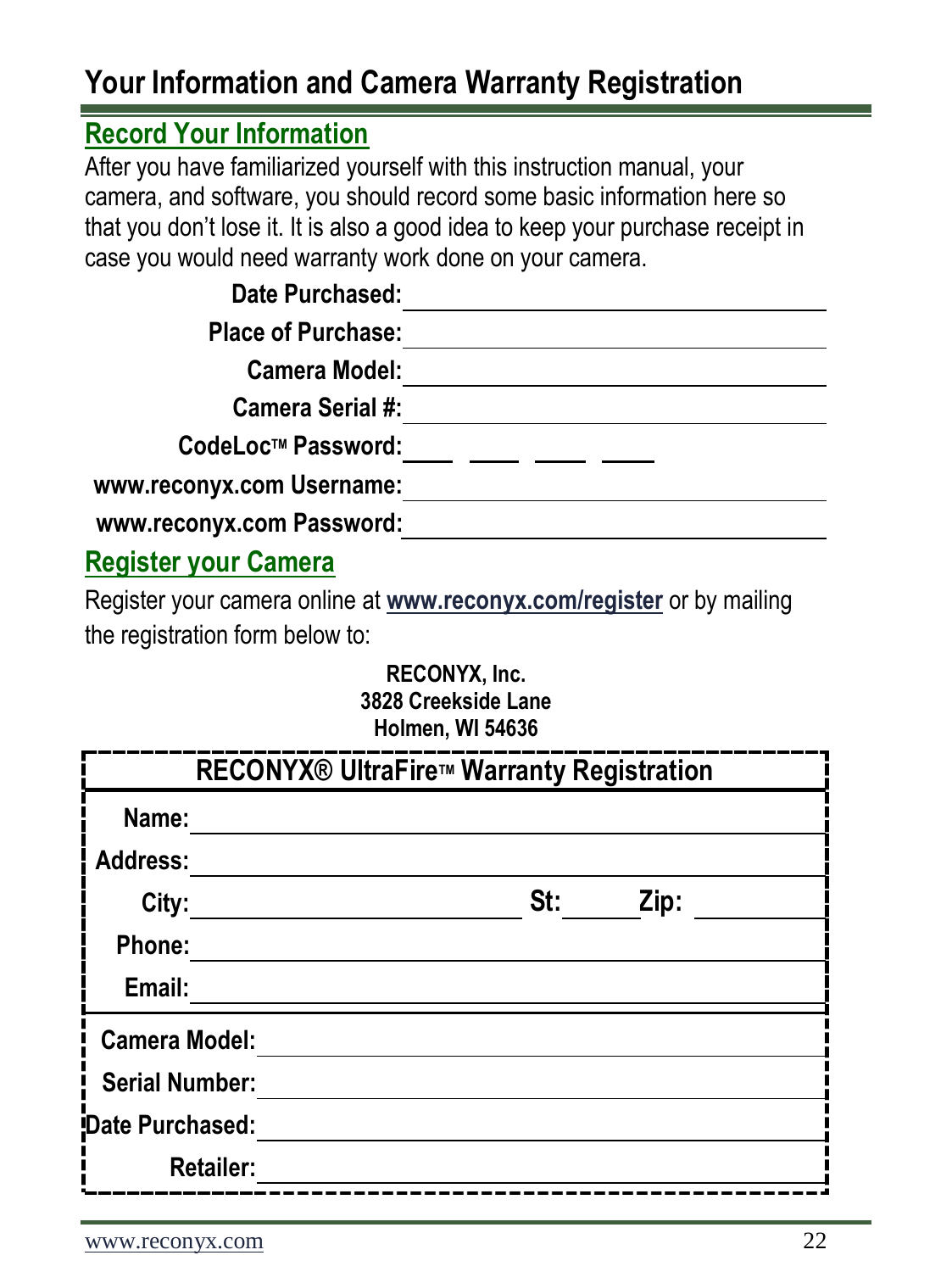# Your Information and Camera Warranty Registration

## Record Your Information

After you have familiarized yourself with this instruction manual, your camera, and software, you should record some basic information here so that you don't lose it. It is also a good idea to keep your purchase receipt in case you would need warranty work done on your camera.

**Date Purchased:** ______________________________

**Place of Purchase:** ______________________________

**Camera Model:** ______________________________

**Camera Serial #:** ______________________________

**CodeLoc™ Password:** ____ ____ ____ ____

**www.reconyx.com Username:** ______________________________

**www.reconyx.com Password:** ______________________________

## Register your Camera

Register your camera online at **www.reconyx.com/register** or by mailing the registration form below to:

**RECONYX, Inc.**
**3828 Creekside Lane**
**Holmen, WI 54636**

### RECONYX® UltraFire™ Warranty Registration

**Name:** ______________________________

**Address:** ______________________________

**City:** ____________________ **St:** ______ **Zip:** __________

**Phone:** ______________________________

**Email:** ______________________________

**Camera Model:** ______________________________

**Serial Number:** ______________________________

**Date Purchased:** ______________________________

**Retailer:** ______________________________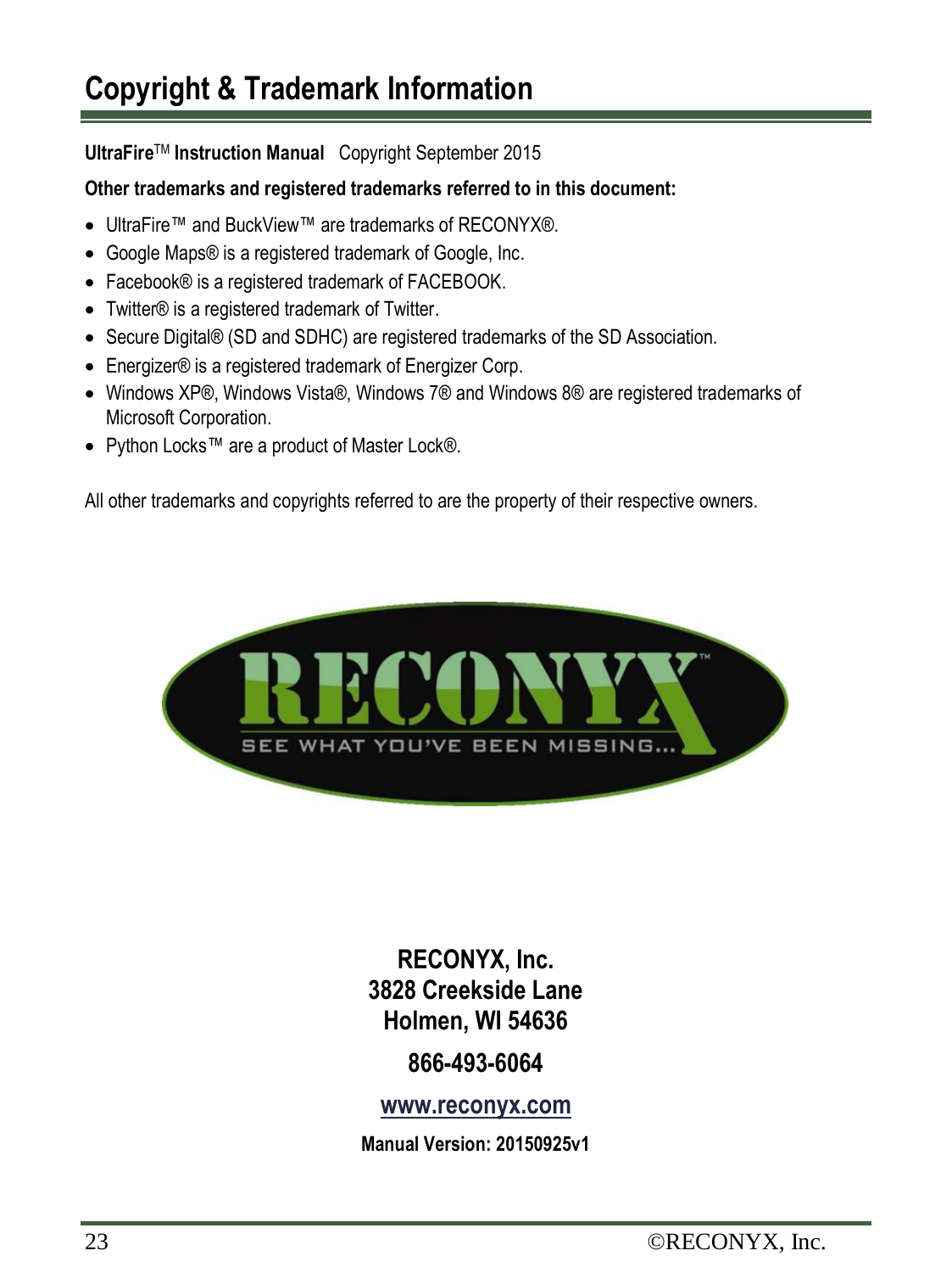# Copyright & Trademark Information

**UltraFire™ Instruction Manual** Copyright September 2015

**Other trademarks and registered trademarks referred to in this document:**

- UltraFire™ and BuckView™ are trademarks of RECONYX®.
- Google Maps® is a registered trademark of Google, Inc.
- Facebook® is a registered trademark of FACEBOOK.
- Twitter® is a registered trademark of Twitter.
- Secure Digital® (SD and SDHC) are registered trademarks of the SD Association.
- Energizer® is a registered trademark of Energizer Corp.
- Windows XP®, Windows Vista®, Windows 7® and Windows 8® are registered trademarks of Microsoft Corporation.
- Python Locks™ are a product of Master Lock®.

All other trademarks and copyrights referred to are the property of their respective owners.

RECONYX™

SEE WHAT YOU'VE BEEN MISSING...

**RECONYX, Inc.**
**3828 Creekside Lane**
**Holmen, WI 54636**

**866-493-6064**

**www.reconyx.com**

**Manual Version: 20150925v1**